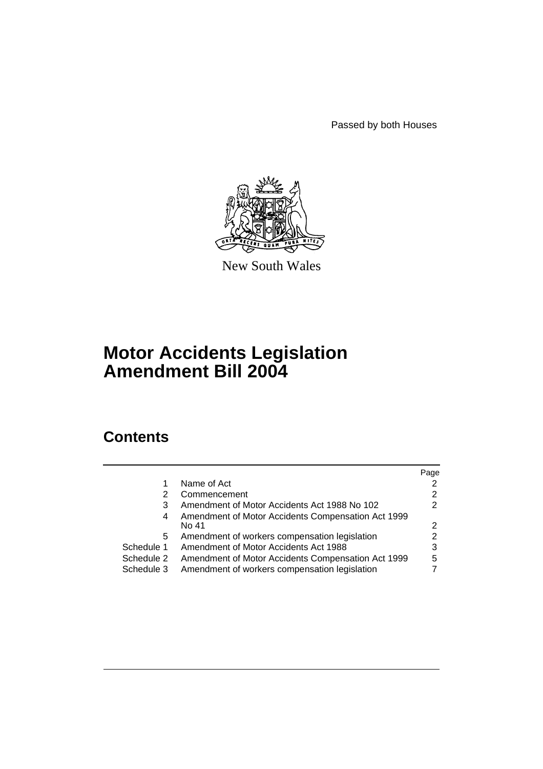Passed by both Houses

New South Wales

# Motor Accidents Legislation Amendment Bill 2004

## Contents

| | | Page |
|---|---|---|
| 1 | Name of Act | 2 |
| 2 | Commencement | 2 |
| 3 | Amendment of Motor Accidents Act 1988 No 102 | 2 |
| 4 | Amendment of Motor Accidents Compensation Act 1999 No 41 | 2 |
| 5 | Amendment of workers compensation legislation | 2 |
| Schedule 1 | Amendment of Motor Accidents Act 1988 | 3 |
| Schedule 2 | Amendment of Motor Accidents Compensation Act 1999 | 5 |
| Schedule 3 | Amendment of workers compensation legislation | 7 |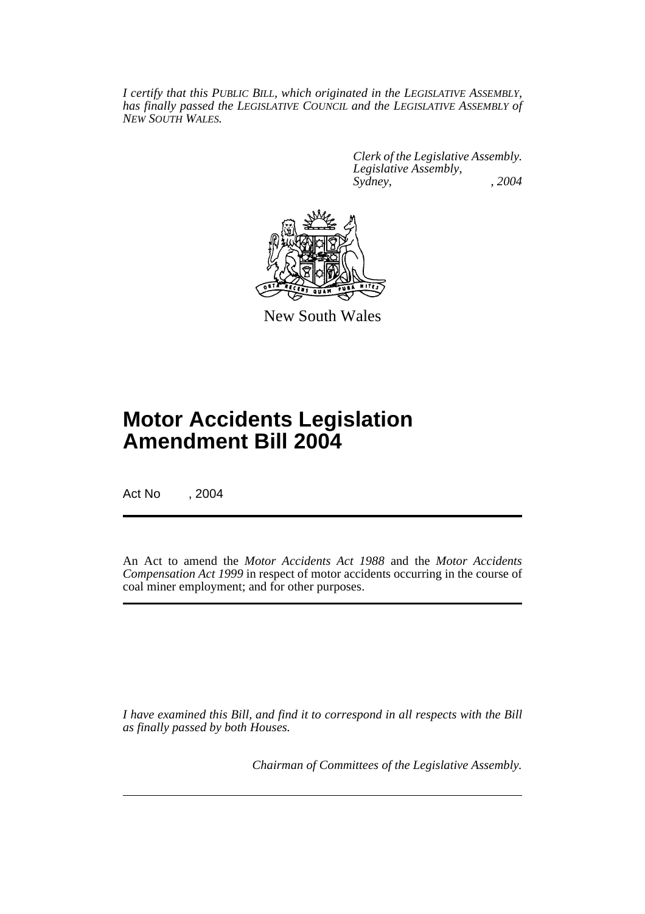*I certify that this PUBLIC BILL, which originated in the LEGISLATIVE ASSEMBLY, has finally passed the LEGISLATIVE COUNCIL and the LEGISLATIVE ASSEMBLY of NEW SOUTH WALES.*

*Clerk of the Legislative Assembly.*
*Legislative Assembly,*
*Sydney, , 2004*

New South Wales

# Motor Accidents Legislation Amendment Bill 2004

Act No , 2004

An Act to amend the *Motor Accidents Act 1988* and the *Motor Accidents Compensation Act 1999* in respect of motor accidents occurring in the course of coal miner employment; and for other purposes.

*I have examined this Bill, and find it to correspond in all respects with the Bill as finally passed by both Houses.*

*Chairman of Committees of the Legislative Assembly.*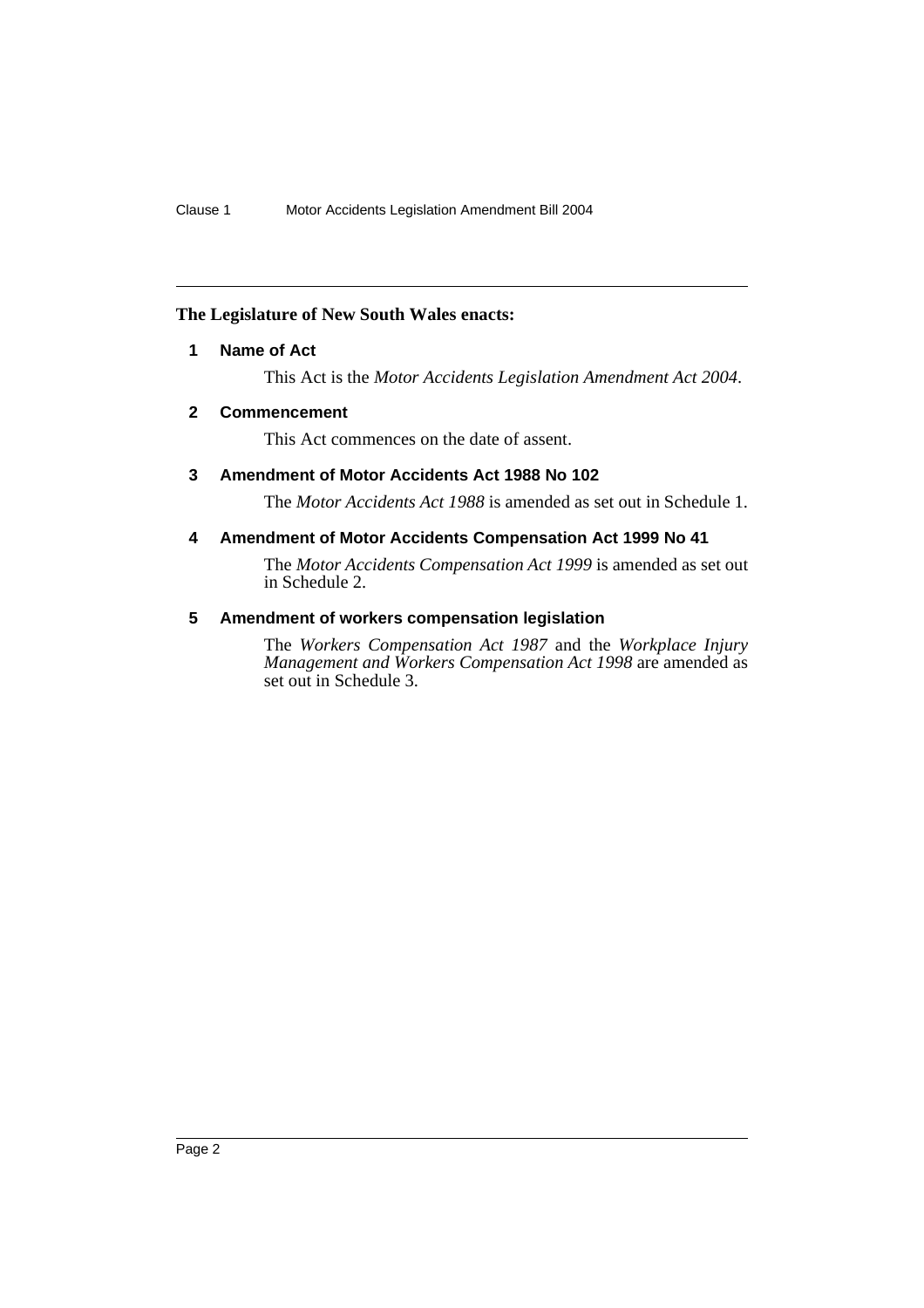**The Legislature of New South Wales enacts:**

## 1 Name of Act

This Act is the *Motor Accidents Legislation Amendment Act 2004*.

## 2 Commencement

This Act commences on the date of assent.

## 3 Amendment of Motor Accidents Act 1988 No 102

The *Motor Accidents Act 1988* is amended as set out in Schedule 1.

## 4 Amendment of Motor Accidents Compensation Act 1999 No 41

The *Motor Accidents Compensation Act 1999* is amended as set out in Schedule 2.

## 5 Amendment of workers compensation legislation

The *Workers Compensation Act 1987* and the *Workplace Injury Management and Workers Compensation Act 1998* are amended as set out in Schedule 3.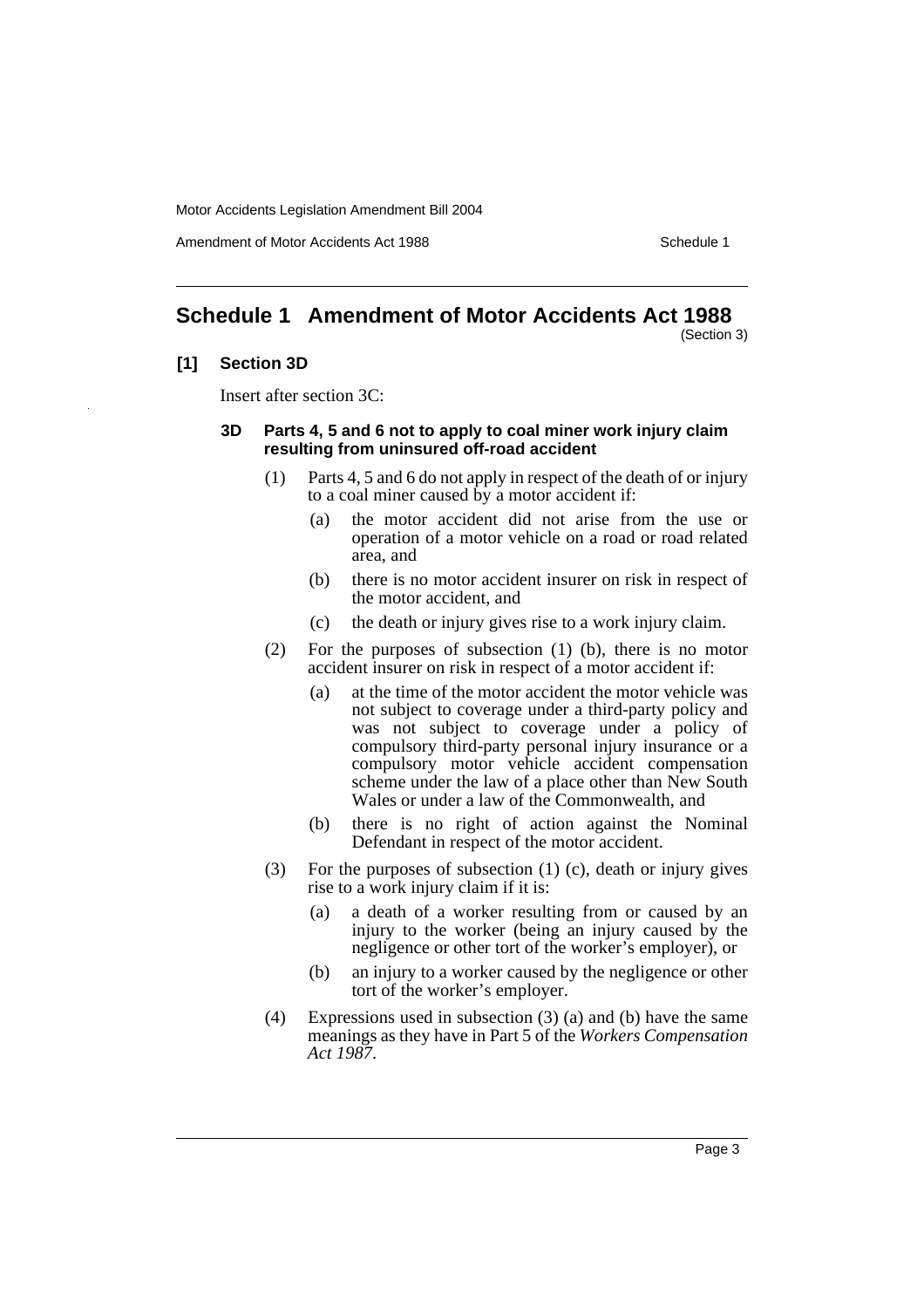# Schedule 1 Amendment of Motor Accidents Act 1988

(Section 3)

## [1] Section 3D

Insert after section 3C:

### 3D Parts 4, 5 and 6 not to apply to coal miner work injury claim resulting from uninsured off-road accident

(1) Parts 4, 5 and 6 do not apply in respect of the death of or injury to a coal miner caused by a motor accident if:

- (a) the motor accident did not arise from the use or operation of a motor vehicle on a road or road related area, and
- (b) there is no motor accident insurer on risk in respect of the motor accident, and
- (c) the death or injury gives rise to a work injury claim.

(2) For the purposes of subsection (1) (b), there is no motor accident insurer on risk in respect of a motor accident if:

- (a) at the time of the motor accident the motor vehicle was not subject to coverage under a third-party policy and was not subject to coverage under a policy of compulsory third-party personal injury insurance or a compulsory motor vehicle accident compensation scheme under the law of a place other than New South Wales or under a law of the Commonwealth, and
- (b) there is no right of action against the Nominal Defendant in respect of the motor accident.

(3) For the purposes of subsection (1) (c), death or injury gives rise to a work injury claim if it is:

- (a) a death of a worker resulting from or caused by an injury to the worker (being an injury caused by the negligence or other tort of the worker's employer), or
- (b) an injury to a worker caused by the negligence or other tort of the worker's employer.

(4) Expressions used in subsection (3) (a) and (b) have the same meanings as they have in Part 5 of the *Workers Compensation Act 1987*.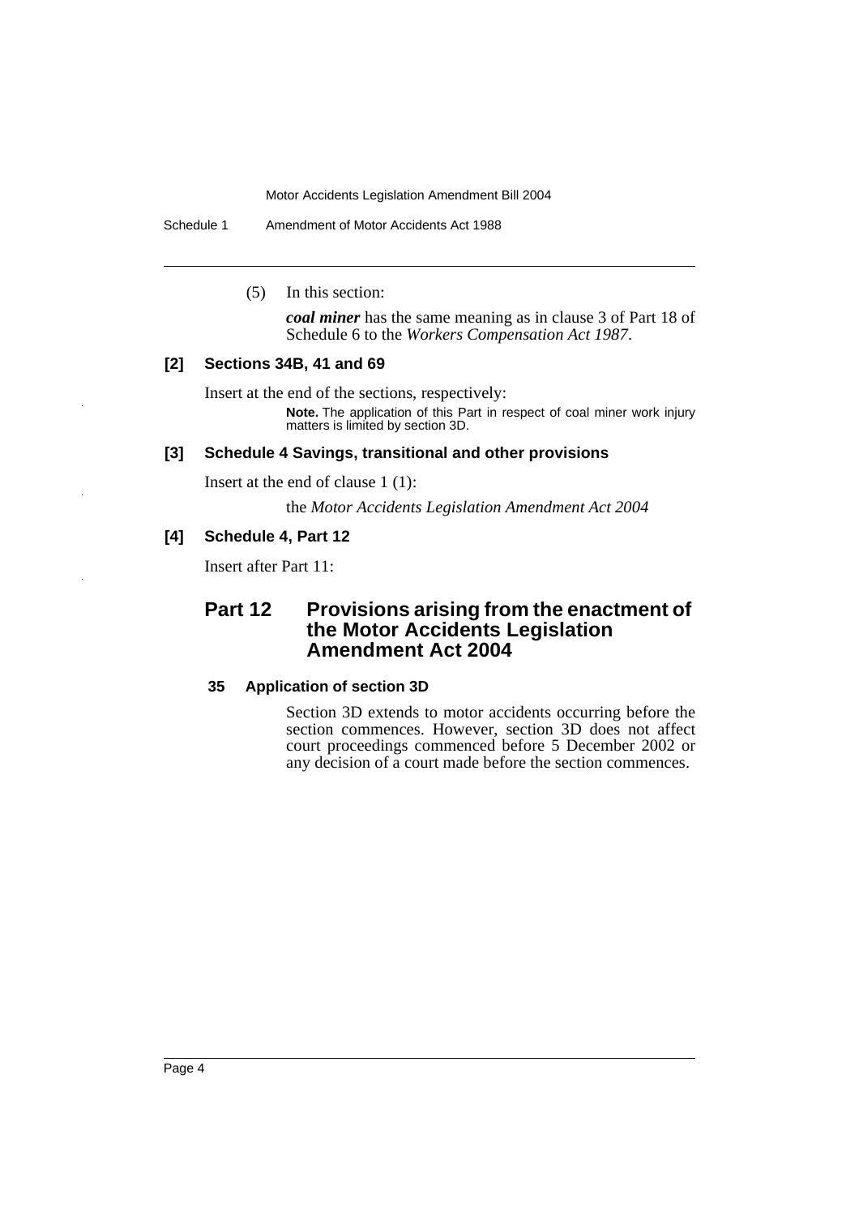(5) In this section:

***coal miner*** has the same meaning as in clause 3 of Part 18 of Schedule 6 to the *Workers Compensation Act 1987*.

### [2] Sections 34B, 41 and 69

Insert at the end of the sections, respectively:

**Note.** The application of this Part in respect of coal miner work injury matters is limited by section 3D.

### [3] Schedule 4 Savings, transitional and other provisions

Insert at the end of clause 1 (1):

the *Motor Accidents Legislation Amendment Act 2004*

### [4] Schedule 4, Part 12

Insert after Part 11:

## Part 12 Provisions arising from the enactment of the Motor Accidents Legislation Amendment Act 2004

#### 35 Application of section 3D

Section 3D extends to motor accidents occurring before the section commences. However, section 3D does not affect court proceedings commenced before 5 December 2002 or any decision of a court made before the section commences.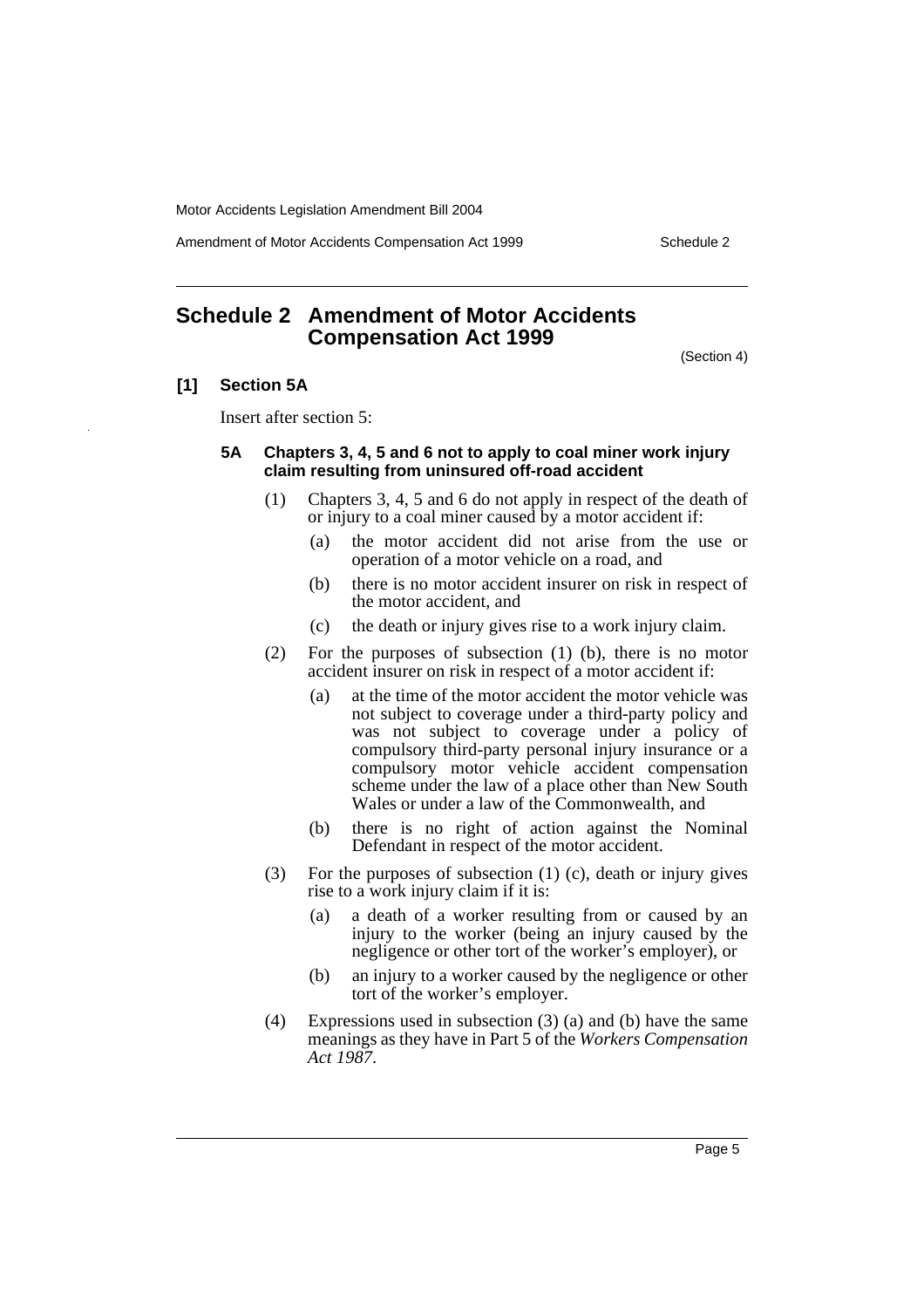# Schedule 2 Amendment of Motor Accidents Compensation Act 1999

(Section 4)

## [1] Section 5A

Insert after section 5:

### 5A Chapters 3, 4, 5 and 6 not to apply to coal miner work injury claim resulting from uninsured off-road accident

(1) Chapters 3, 4, 5 and 6 do not apply in respect of the death of or injury to a coal miner caused by a motor accident if:

- (a) the motor accident did not arise from the use or operation of a motor vehicle on a road, and
- (b) there is no motor accident insurer on risk in respect of the motor accident, and
- (c) the death or injury gives rise to a work injury claim.

(2) For the purposes of subsection (1) (b), there is no motor accident insurer on risk in respect of a motor accident if:

- (a) at the time of the motor accident the motor vehicle was not subject to coverage under a third-party policy and was not subject to coverage under a policy of compulsory third-party personal injury insurance or a compulsory motor vehicle accident compensation scheme under the law of a place other than New South Wales or under a law of the Commonwealth, and
- (b) there is no right of action against the Nominal Defendant in respect of the motor accident.

(3) For the purposes of subsection (1) (c), death or injury gives rise to a work injury claim if it is:

- (a) a death of a worker resulting from or caused by an injury to the worker (being an injury caused by the negligence or other tort of the worker's employer), or
- (b) an injury to a worker caused by the negligence or other tort of the worker's employer.

(4) Expressions used in subsection (3) (a) and (b) have the same meanings as they have in Part 5 of the *Workers Compensation Act 1987*.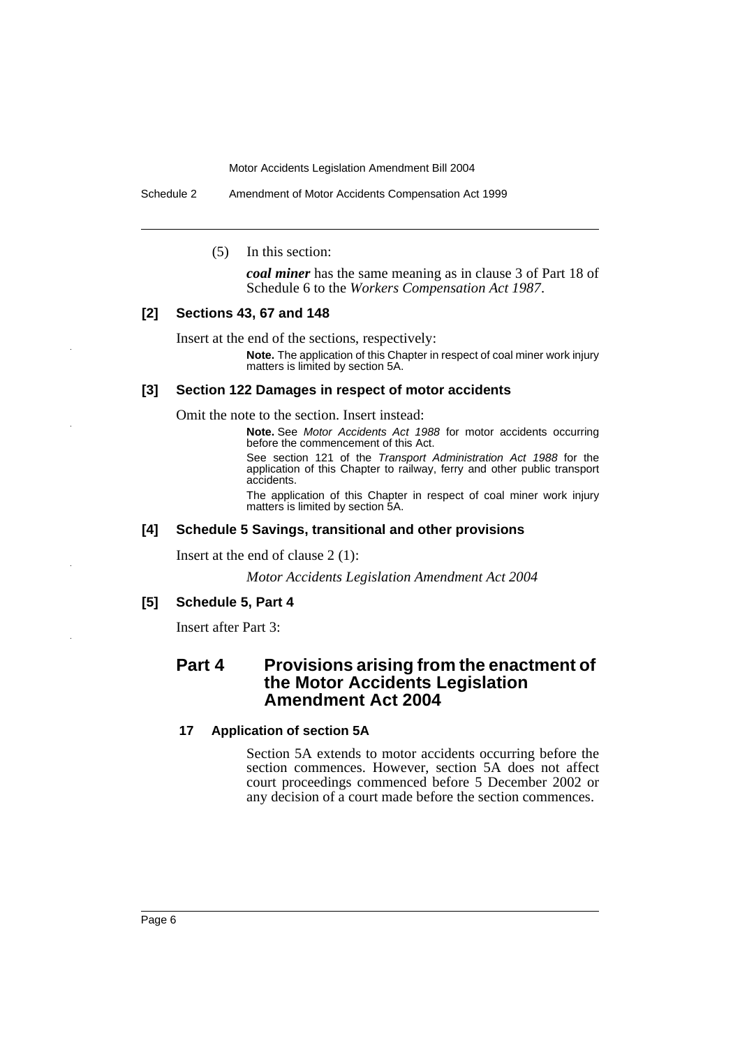(5) In this section:

***coal miner*** has the same meaning as in clause 3 of Part 18 of Schedule 6 to the *Workers Compensation Act 1987*.

### [2] Sections 43, 67 and 148

Insert at the end of the sections, respectively:

**Note.** The application of this Chapter in respect of coal miner work injury matters is limited by section 5A.

### [3] Section 122 Damages in respect of motor accidents

Omit the note to the section. Insert instead:

**Note.** See *Motor Accidents Act 1988* for motor accidents occurring before the commencement of this Act.

See section 121 of the *Transport Administration Act 1988* for the application of this Chapter to railway, ferry and other public transport accidents.

The application of this Chapter in respect of coal miner work injury matters is limited by section 5A.

### [4] Schedule 5 Savings, transitional and other provisions

Insert at the end of clause 2 (1):

*Motor Accidents Legislation Amendment Act 2004*

### [5] Schedule 5, Part 4

Insert after Part 3:

## Part 4 Provisions arising from the enactment of the Motor Accidents Legislation Amendment Act 2004

#### 17 Application of section 5A

Section 5A extends to motor accidents occurring before the section commences. However, section 5A does not affect court proceedings commenced before 5 December 2002 or any decision of a court made before the section commences.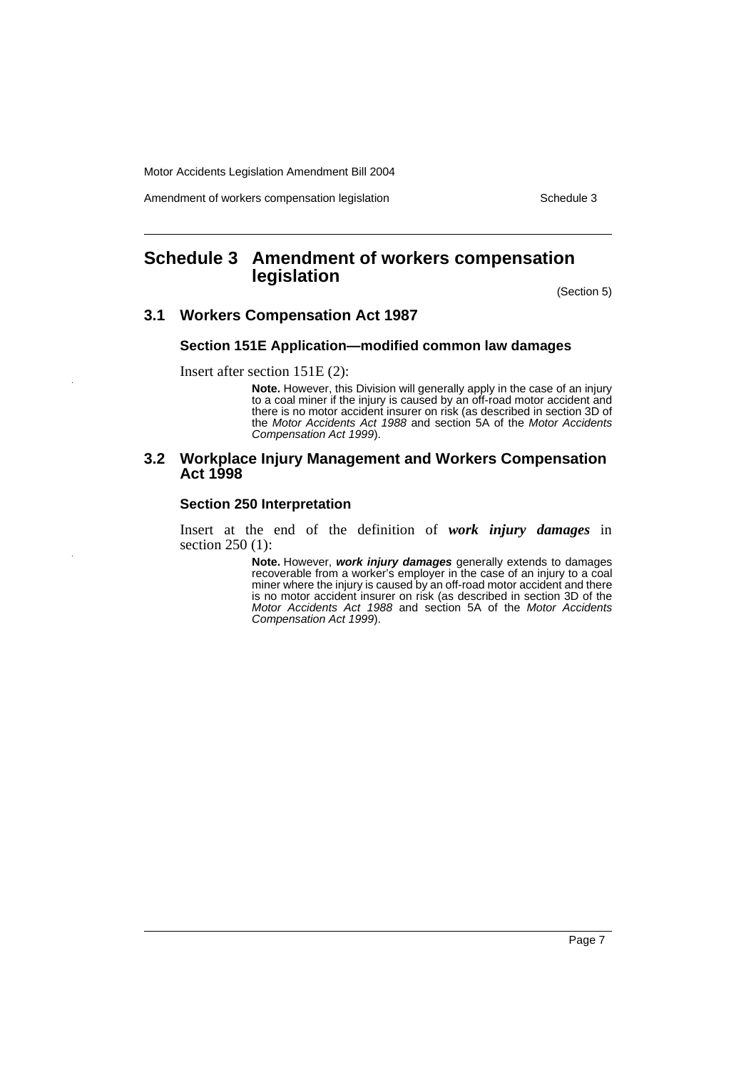# Schedule 3 Amendment of workers compensation legislation

(Section 5)

## 3.1 Workers Compensation Act 1987

### Section 151E Application—modified common law damages

Insert after section 151E (2):

> **Note.** However, this Division will generally apply in the case of an injury to a coal miner if the injury is caused by an off-road motor accident and there is no motor accident insurer on risk (as described in section 3D of the *Motor Accidents Act 1988* and section 5A of the *Motor Accidents Compensation Act 1999*).

## 3.2 Workplace Injury Management and Workers Compensation Act 1998

### Section 250 Interpretation

Insert at the end of the definition of ***work injury damages*** in section 250 (1):

> **Note.** However, ***work injury damages*** generally extends to damages recoverable from a worker's employer in the case of an injury to a coal miner where the injury is caused by an off-road motor accident and there is no motor accident insurer on risk (as described in section 3D of the *Motor Accidents Act 1988* and section 5A of the *Motor Accidents Compensation Act 1999*).